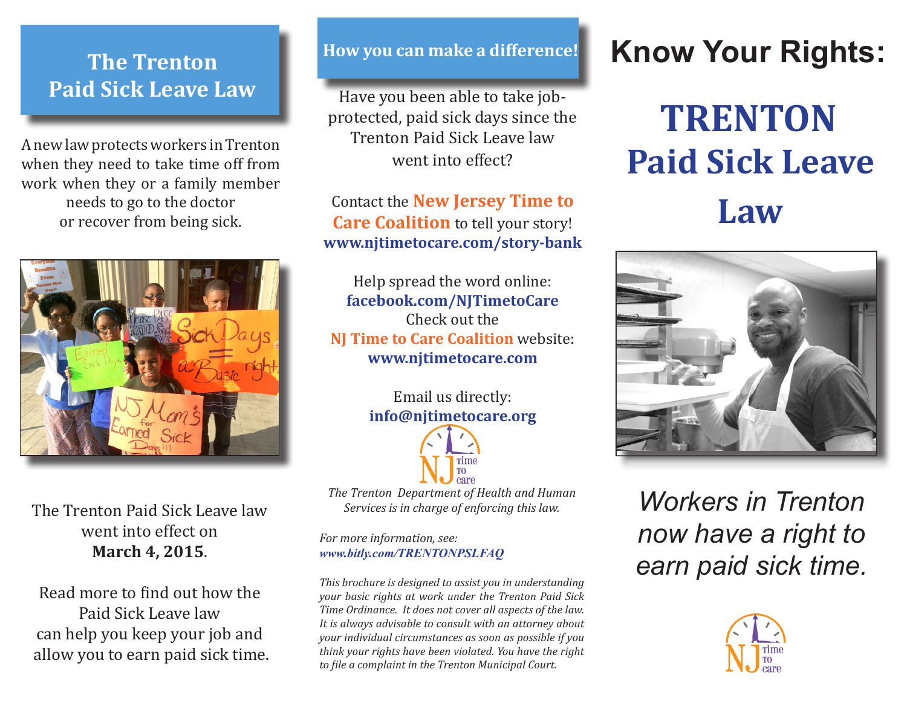## The Trenton Paid Sick Leave Law

A new law protects workers in Trenton when they need to take time off from work when they or a family member needs to go to the doctor or recover from being sick.

The Trenton Paid Sick Leave law went into effect on **March 4, 2015**.

Read more to find out how the Paid Sick Leave law can help you keep your job and allow you to earn paid sick time.

## How you can make a difference!

Have you been able to take job-protected, paid sick days since the Trenton Paid Sick Leave law went into effect?

Contact the **New Jersey Time to Care Coalition** to tell your story!
**www.njtimetocare.com/story-bank**

Help spread the word online:
**facebook.com/NJTimetoCare**

Check out the **NJ Time to Care Coalition** website:
**www.njtimetocare.com**

Email us directly:
**info@njtimetocare.org**

NJ time to care

*The Trenton Department of Health and Human Services is in charge of enforcing this law.*

*For more information, see:*
***www.bitly.com/TRENTONPSLFAQ***

*This brochure is designed to assist you in understanding your basic rights at work under the Trenton Paid Sick Time Ordinance. It does not cover all aspects of the law. It is always advisable to consult with an attorney about your individual circumstances as soon as possible if you think your rights have been violated. You have the right to file a complaint in the Trenton Municipal Court.*

# Know Your Rights:

# TRENTON Paid Sick Leave Law

*Workers in Trenton now have a right to earn paid sick time.*

NJ time to care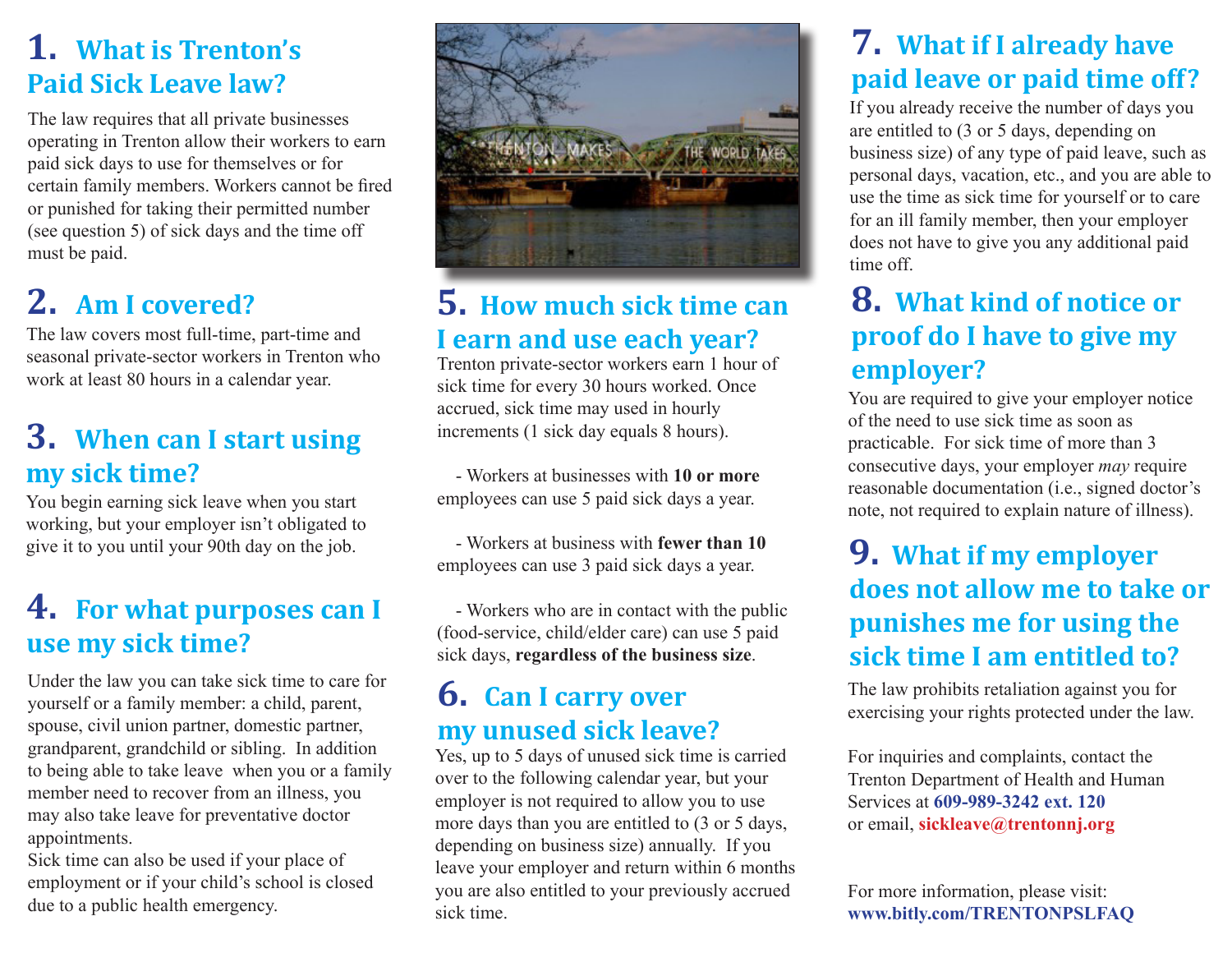## 1. What is Trenton's Paid Sick Leave law?

The law requires that all private businesses operating in Trenton allow their workers to earn paid sick days to use for themselves or for certain family members. Workers cannot be fired or punished for taking their permitted number (see question 5) of sick days and the time off must be paid.

## 2. Am I covered?

The law covers most full-time, part-time and seasonal private-sector workers in Trenton who work at least 80 hours in a calendar year.

## 3. When can I start using my sick time?

You begin earning sick leave when you start working, but your employer isn't obligated to give it to you until your 90th day on the job.

## 4. For what purposes can I use my sick time?

Under the law you can take sick time to care for yourself or a family member: a child, parent, spouse, civil union partner, domestic partner, grandparent, grandchild or sibling. In addition to being able to take leave when you or a family member need to recover from an illness, you may also take leave for preventative doctor appointments.

Sick time can also be used if your place of employment or if your child's school is closed due to a public health emergency.

## 5. How much sick time can I earn and use each year?

Trenton private-sector workers earn 1 hour of sick time for every 30 hours worked. Once accrued, sick time may used in hourly increments (1 sick day equals 8 hours).

- Workers at businesses with **10 or more** employees can use 5 paid sick days a year.
- Workers at business with **fewer than 10** employees can use 3 paid sick days a year.
- Workers who are in contact with the public (food-service, child/elder care) can use 5 paid sick days, **regardless of the business size**.

## 6. Can I carry over my unused sick leave?

Yes, up to 5 days of unused sick time is carried over to the following calendar year, but your employer is not required to allow you to use more days than you are entitled to (3 or 5 days, depending on business size) annually. If you leave your employer and return within 6 months you are also entitled to your previously accrued sick time.

## 7. What if I already have paid leave or paid time off?

If you already receive the number of days you are entitled to (3 or 5 days, depending on business size) of any type of paid leave, such as personal days, vacation, etc., and you are able to use the time as sick time for yourself or to care for an ill family member, then your employer does not have to give you any additional paid time off.

## 8. What kind of notice or proof do I have to give my employer?

You are required to give your employer notice of the need to use sick time as soon as practicable. For sick time of more than 3 consecutive days, your employer *may* require reasonable documentation (i.e., signed doctor's note, not required to explain nature of illness).

## 9. What if my employer does not allow me to take or punishes me for using the sick time I am entitled to?

The law prohibits retaliation against you for exercising your rights protected under the law.

For inquiries and complaints, contact the Trenton Department of Health and Human Services at **609-989-3242 ext. 120** or email, **sickleave@trentonnj.org**

For more information, please visit: **www.bitly.com/TRENTONPSLFAQ**